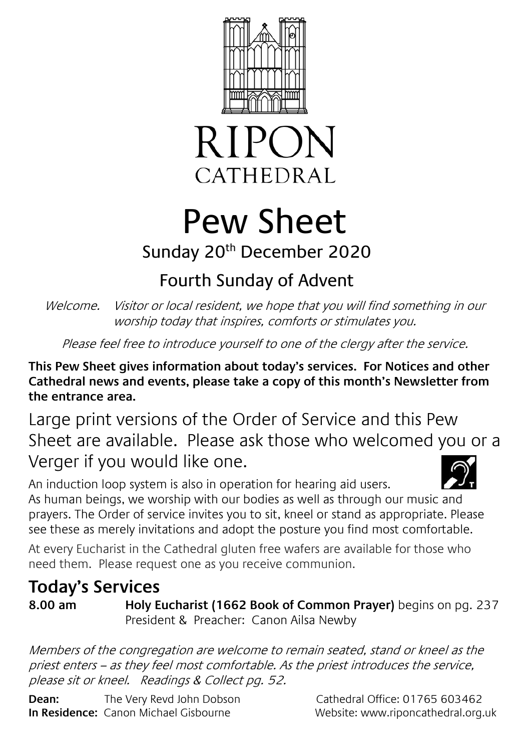# RIPON CATHEDRAL

# Pew Sheet

## Sunday 20th December 2020

## Fourth Sunday of Advent

*Welcome. Visitor or local resident, we hope that you will find something in our worship today that inspires, comforts or stimulates you.*

*Please feel free to introduce yourself to one of the clergy after the service.*

**This Pew Sheet gives information about today's services. For Notices and other Cathedral news and events, please take a copy of this month's Newsletter from the entrance area.**

Large print versions of the Order of Service and this Pew Sheet are available. Please ask those who welcomed you or a Verger if you would like one.

An induction loop system is also in operation for hearing aid users.

As human beings, we worship with our bodies as well as through our music and prayers. The Order of service invites you to sit, kneel or stand as appropriate. Please see these as merely invitations and adopt the posture you find most comfortable.

At every Eucharist in the Cathedral gluten free wafers are available for those who need them. Please request one as you receive communion.

## Today's Services

**8.00 am** **Holy Eucharist (1662 Book of Common Prayer)** begins on pg. 237
President & Preacher: Canon Ailsa Newby

*Members of the congregation are welcome to remain seated, stand or kneel as the priest enters – as they feel most comfortable. As the priest introduces the service, please sit or kneel. Readings & Collect pg. 52.*

**Dean:** The Very Revd John Dobson
**In Residence:** Canon Michael Gisbourne

Cathedral Office: 01765 603462
Website: www.riponcathedral.org.uk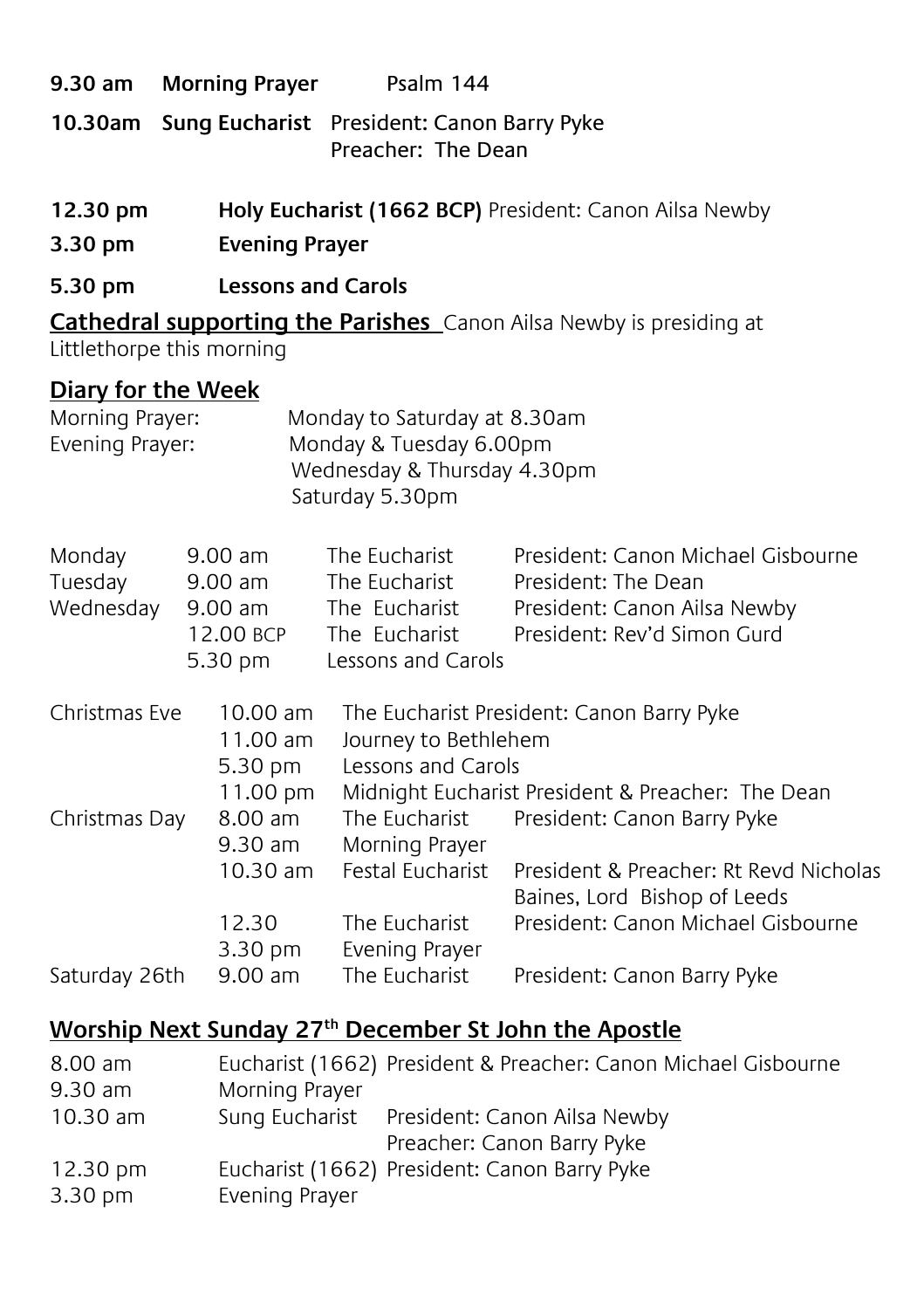| | | |
|---|---|---|
| **9.30 am** | **Morning Prayer** | Psalm 144 |
| **10.30am** | **Sung Eucharist** | President: Canon Barry Pyke<br>Preacher: The Dean |

**12.30 pm** **Holy Eucharist (1662 BCP)** President: Canon Ailsa Newby

**3.30 pm** **Evening Prayer**

**5.30 pm** **Lessons and Carols**

**Cathedral supporting the Parishes** Canon Ailsa Newby is presiding at Littlethorpe this morning

## Diary for the Week

| | |
|---|---|
| Morning Prayer: | Monday to Saturday at 8.30am |
| Evening Prayer: | Monday & Tuesday 6.00pm<br>Wednesday & Thursday 4.30pm<br>Saturday 5.30pm |

| | | | |
|---|---|---|---|
| Monday | 9.00 am | The Eucharist | President: Canon Michael Gisbourne |
| Tuesday | 9.00 am | The Eucharist | President: The Dean |
| Wednesday | 9.00 am | The Eucharist | President: Canon Ailsa Newby |
| | 12.00 BCP | The Eucharist | President: Rev'd Simon Gurd |
| | 5.30 pm | Lessons and Carols | |

| | | | |
|---|---|---|---|
| Christmas Eve | 10.00 am | The Eucharist President: Canon Barry Pyke | |
| | 11.00 am | Journey to Bethlehem | |
| | 5.30 pm | Lessons and Carols | |
| | 11.00 pm | Midnight Eucharist President & Preacher: The Dean | |
| Christmas Day | 8.00 am | The Eucharist | President: Canon Barry Pyke |
| | 9.30 am | Morning Prayer | |
| | 10.30 am | Festal Eucharist | President & Preacher: Rt Revd Nicholas Baines, Lord Bishop of Leeds |
| | 12.30 | The Eucharist | President: Canon Michael Gisbourne |
| | 3.30 pm | Evening Prayer | |
| Saturday 26th | 9.00 am | The Eucharist | President: Canon Barry Pyke |

## Worship Next Sunday 27th December St John the Apostle

| | | |
|---|---|---|
| 8.00 am | Eucharist (1662) | President & Preacher: Canon Michael Gisbourne |
| 9.30 am | Morning Prayer | |
| 10.30 am | Sung Eucharist | President: Canon Ailsa Newby<br>Preacher: Canon Barry Pyke |
| 12.30 pm | Eucharist (1662) | President: Canon Barry Pyke |
| 3.30 pm | Evening Prayer | |